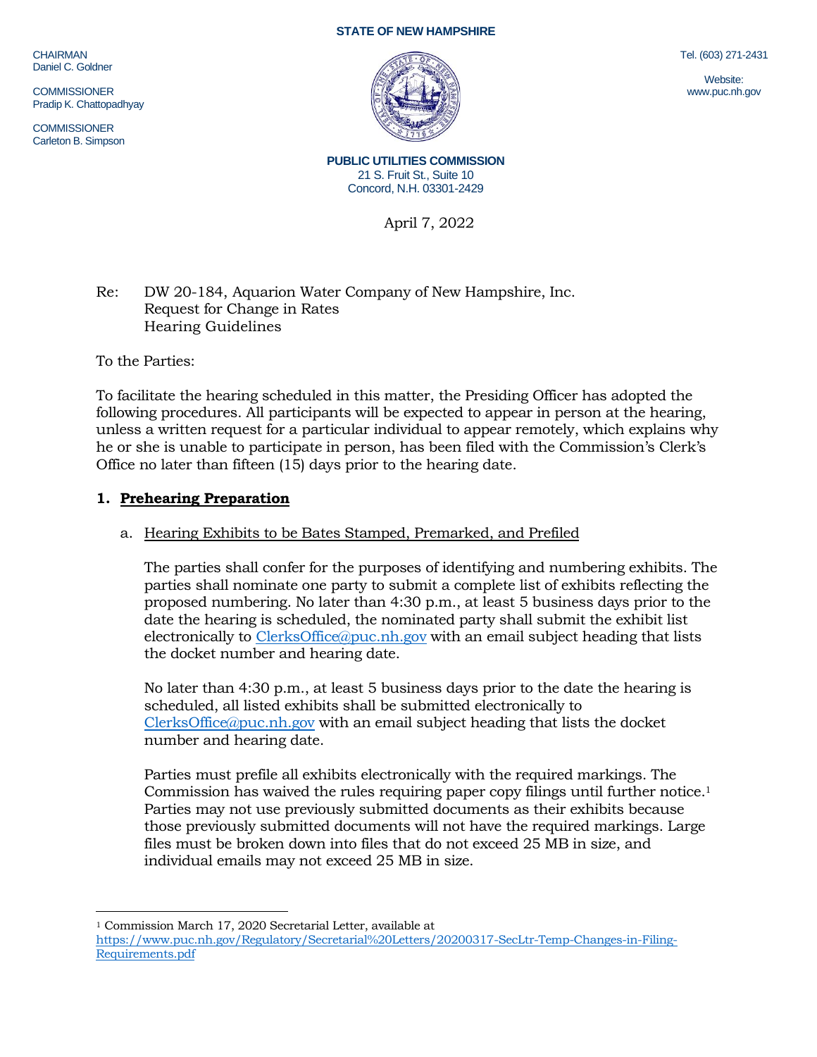STATE OF NEW HAMPSHIRE

CHAIRMAN
Daniel C. Goldner

COMMISSIONER
Pradip K. Chattopadhyay

COMMISSIONER
Carleton B. Simpson

Tel. (603) 271-2431

Website:
www.puc.nh.gov

**PUBLIC UTILITIES COMMISSION**
21 S. Fruit St., Suite 10
Concord, N.H. 03301-2429

April 7, 2022

Re: DW 20-184, Aquarion Water Company of New Hampshire, Inc.
Request for Change in Rates
Hearing Guidelines

To the Parties:

To facilitate the hearing scheduled in this matter, the Presiding Officer has adopted the following procedures. All participants will be expected to appear in person at the hearing, unless a written request for a particular individual to appear remotely, which explains why he or she is unable to participate in person, has been filed with the Commission's Clerk's Office no later than fifteen (15) days prior to the hearing date.

## 1. Prehearing Preparation

### a. Hearing Exhibits to be Bates Stamped, Premarked, and Prefiled

The parties shall confer for the purposes of identifying and numbering exhibits. The parties shall nominate one party to submit a complete list of exhibits reflecting the proposed numbering. No later than 4:30 p.m., at least 5 business days prior to the date the hearing is scheduled, the nominated party shall submit the exhibit list electronically to ClerksOffice@puc.nh.gov with an email subject heading that lists the docket number and hearing date.

No later than 4:30 p.m., at least 5 business days prior to the date the hearing is scheduled, all listed exhibits shall be submitted electronically to ClerksOffice@puc.nh.gov with an email subject heading that lists the docket number and hearing date.

Parties must prefile all exhibits electronically with the required markings. The Commission has waived the rules requiring paper copy filings until further notice.[1] Parties may not use previously submitted documents as their exhibits because those previously submitted documents will not have the required markings. Large files must be broken down into files that do not exceed 25 MB in size, and individual emails may not exceed 25 MB in size.

---

[1] Commission March 17, 2020 Secretarial Letter, available at https://www.puc.nh.gov/Regulatory/Secretarial%20Letters/20200317-SecLtr-Temp-Changes-in-Filing-Requirements.pdf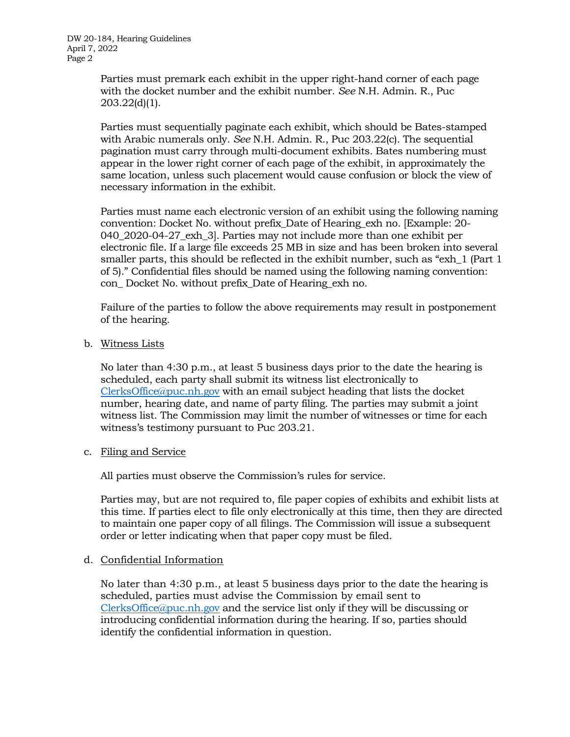Parties must premark each exhibit in the upper right-hand corner of each page with the docket number and the exhibit number. *See* N.H. Admin. R., Puc 203.22(d)(1).

Parties must sequentially paginate each exhibit, which should be Bates-stamped with Arabic numerals only. *See* N.H. Admin. R., Puc 203.22(c). The sequential pagination must carry through multi-document exhibits. Bates numbering must appear in the lower right corner of each page of the exhibit, in approximately the same location, unless such placement would cause confusion or block the view of necessary information in the exhibit.

Parties must name each electronic version of an exhibit using the following naming convention: Docket No. without prefix_Date of Hearing_exh no. [Example: 20-040_2020-04-27_exh_3]. Parties may not include more than one exhibit per electronic file. If a large file exceeds 25 MB in size and has been broken into several smaller parts, this should be reflected in the exhibit number, such as "exh_1 (Part 1 of 5)." Confidential files should be named using the following naming convention: con_ Docket No. without prefix_Date of Hearing_exh no.

Failure of the parties to follow the above requirements may result in postponement of the hearing.

b. Witness Lists

No later than 4:30 p.m., at least 5 business days prior to the date the hearing is scheduled, each party shall submit its witness list electronically to ClerksOffice@puc.nh.gov with an email subject heading that lists the docket number, hearing date, and name of party filing. The parties may submit a joint witness list. The Commission may limit the number of witnesses or time for each witness's testimony pursuant to Puc 203.21.

c. Filing and Service

All parties must observe the Commission's rules for service.

Parties may, but are not required to, file paper copies of exhibits and exhibit lists at this time. If parties elect to file only electronically at this time, then they are directed to maintain one paper copy of all filings. The Commission will issue a subsequent order or letter indicating when that paper copy must be filed.

d. Confidential Information

No later than 4:30 p.m., at least 5 business days prior to the date the hearing is scheduled, parties must advise the Commission by email sent to ClerksOffice@puc.nh.gov and the service list only if they will be discussing or introducing confidential information during the hearing. If so, parties should identify the confidential information in question.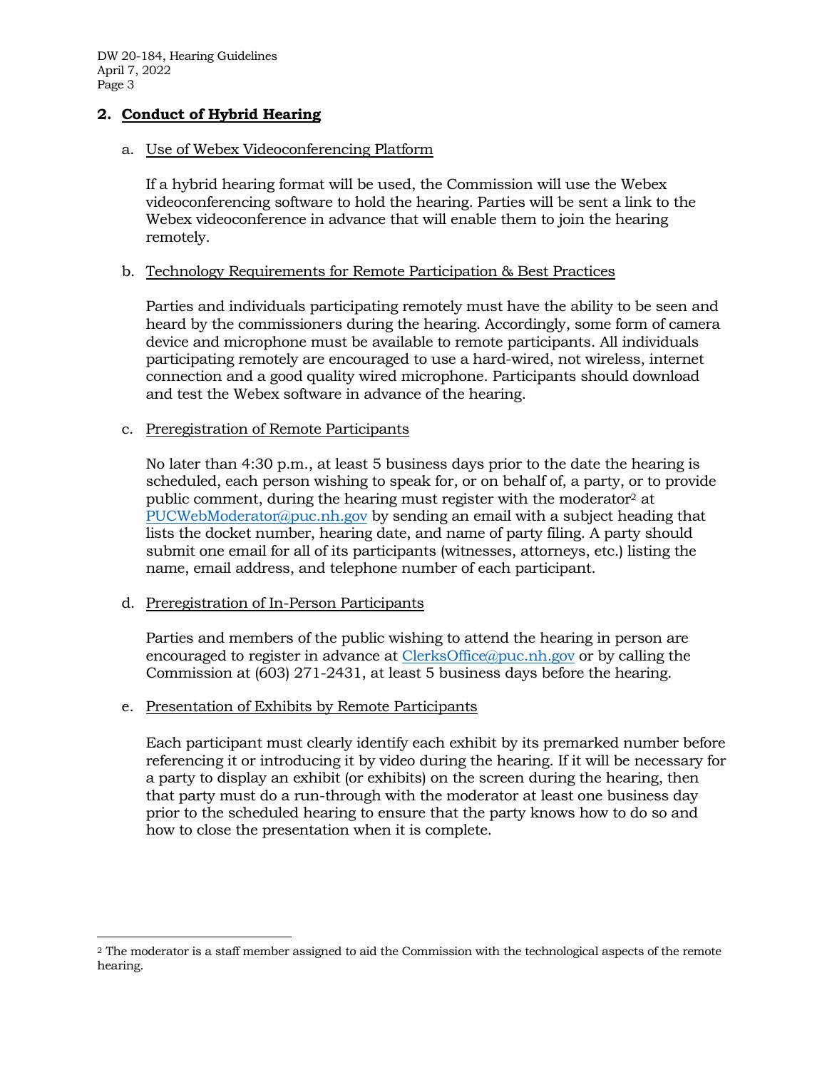## 2. **Conduct of Hybrid Hearing**

### a. Use of Webex Videoconferencing Platform

If a hybrid hearing format will be used, the Commission will use the Webex videoconferencing software to hold the hearing. Parties will be sent a link to the Webex videoconference in advance that will enable them to join the hearing remotely.

### b. Technology Requirements for Remote Participation & Best Practices

Parties and individuals participating remotely must have the ability to be seen and heard by the commissioners during the hearing. Accordingly, some form of camera device and microphone must be available to remote participants. All individuals participating remotely are encouraged to use a hard-wired, not wireless, internet connection and a good quality wired microphone. Participants should download and test the Webex software in advance of the hearing.

### c. Preregistration of Remote Participants

No later than 4:30 p.m., at least 5 business days prior to the date the hearing is scheduled, each person wishing to speak for, or on behalf of, a party, or to provide public comment, during the hearing must register with the moderator[2] at PUCWebModerator@puc.nh.gov by sending an email with a subject heading that lists the docket number, hearing date, and name of party filing. A party should submit one email for all of its participants (witnesses, attorneys, etc.) listing the name, email address, and telephone number of each participant.

### d. Preregistration of In-Person Participants

Parties and members of the public wishing to attend the hearing in person are encouraged to register in advance at ClerksOffice@puc.nh.gov or by calling the Commission at (603) 271-2431, at least 5 business days before the hearing.

### e. Presentation of Exhibits by Remote Participants

Each participant must clearly identify each exhibit by its premarked number before referencing it or introducing it by video during the hearing. If it will be necessary for a party to display an exhibit (or exhibits) on the screen during the hearing, then that party must do a run-through with the moderator at least one business day prior to the scheduled hearing to ensure that the party knows how to do so and how to close the presentation when it is complete.

---

[2] The moderator is a staff member assigned to aid the Commission with the technological aspects of the remote hearing.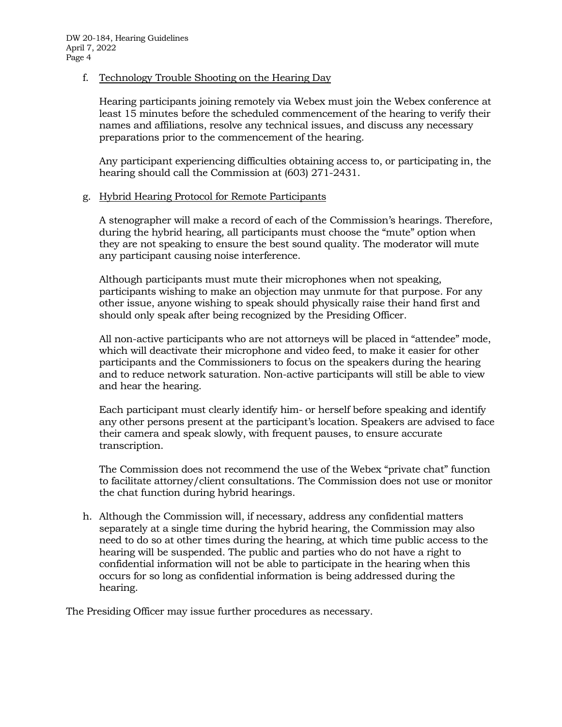f. Technology Trouble Shooting on the Hearing Day

   Hearing participants joining remotely via Webex must join the Webex conference at least 15 minutes before the scheduled commencement of the hearing to verify their names and affiliations, resolve any technical issues, and discuss any necessary preparations prior to the commencement of the hearing.

   Any participant experiencing difficulties obtaining access to, or participating in, the hearing should call the Commission at (603) 271-2431.

g. Hybrid Hearing Protocol for Remote Participants

   A stenographer will make a record of each of the Commission's hearings. Therefore, during the hybrid hearing, all participants must choose the "mute" option when they are not speaking to ensure the best sound quality. The moderator will mute any participant causing noise interference.

   Although participants must mute their microphones when not speaking, participants wishing to make an objection may unmute for that purpose. For any other issue, anyone wishing to speak should physically raise their hand first and should only speak after being recognized by the Presiding Officer.

   All non-active participants who are not attorneys will be placed in "attendee" mode, which will deactivate their microphone and video feed, to make it easier for other participants and the Commissioners to focus on the speakers during the hearing and to reduce network saturation. Non-active participants will still be able to view and hear the hearing.

   Each participant must clearly identify him- or herself before speaking and identify any other persons present at the participant's location. Speakers are advised to face their camera and speak slowly, with frequent pauses, to ensure accurate transcription.

   The Commission does not recommend the use of the Webex "private chat" function to facilitate attorney/client consultations. The Commission does not use or monitor the chat function during hybrid hearings.

h. Although the Commission will, if necessary, address any confidential matters separately at a single time during the hybrid hearing, the Commission may also need to do so at other times during the hearing, at which time public access to the hearing will be suspended. The public and parties who do not have a right to confidential information will not be able to participate in the hearing when this occurs for so long as confidential information is being addressed during the hearing.

The Presiding Officer may issue further procedures as necessary.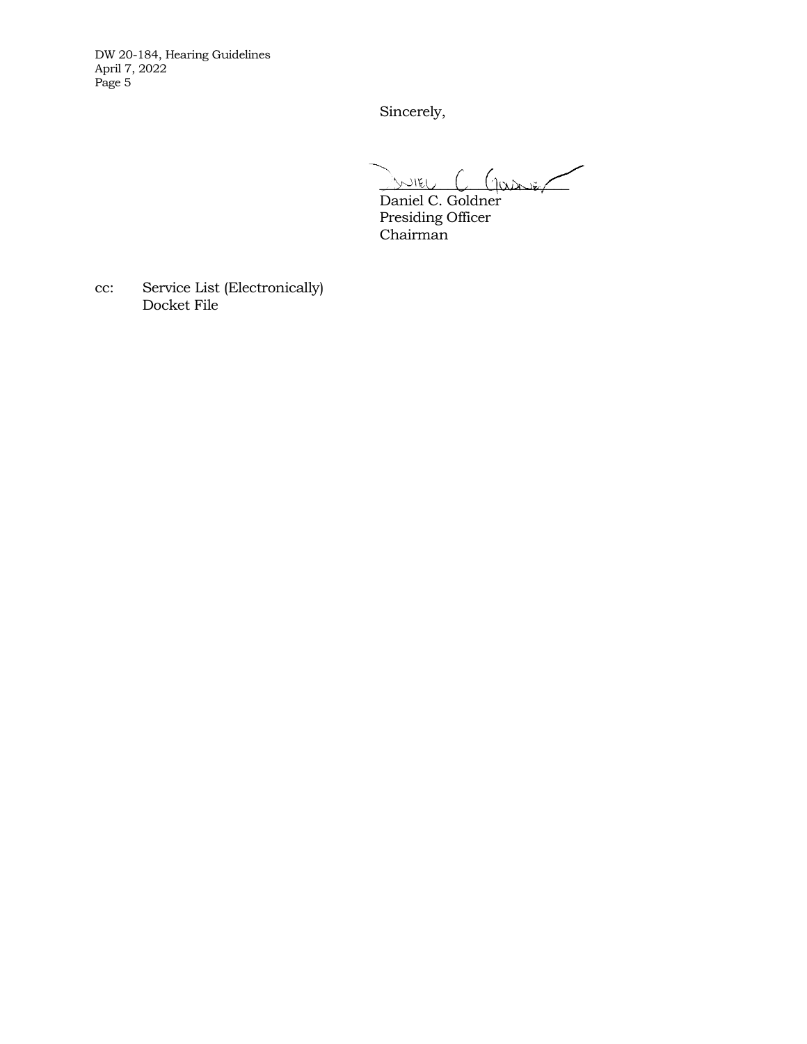Sincerely,

Daniel C. Goldner
Presiding Officer
Chairman

cc: Service List (Electronically)
Docket File